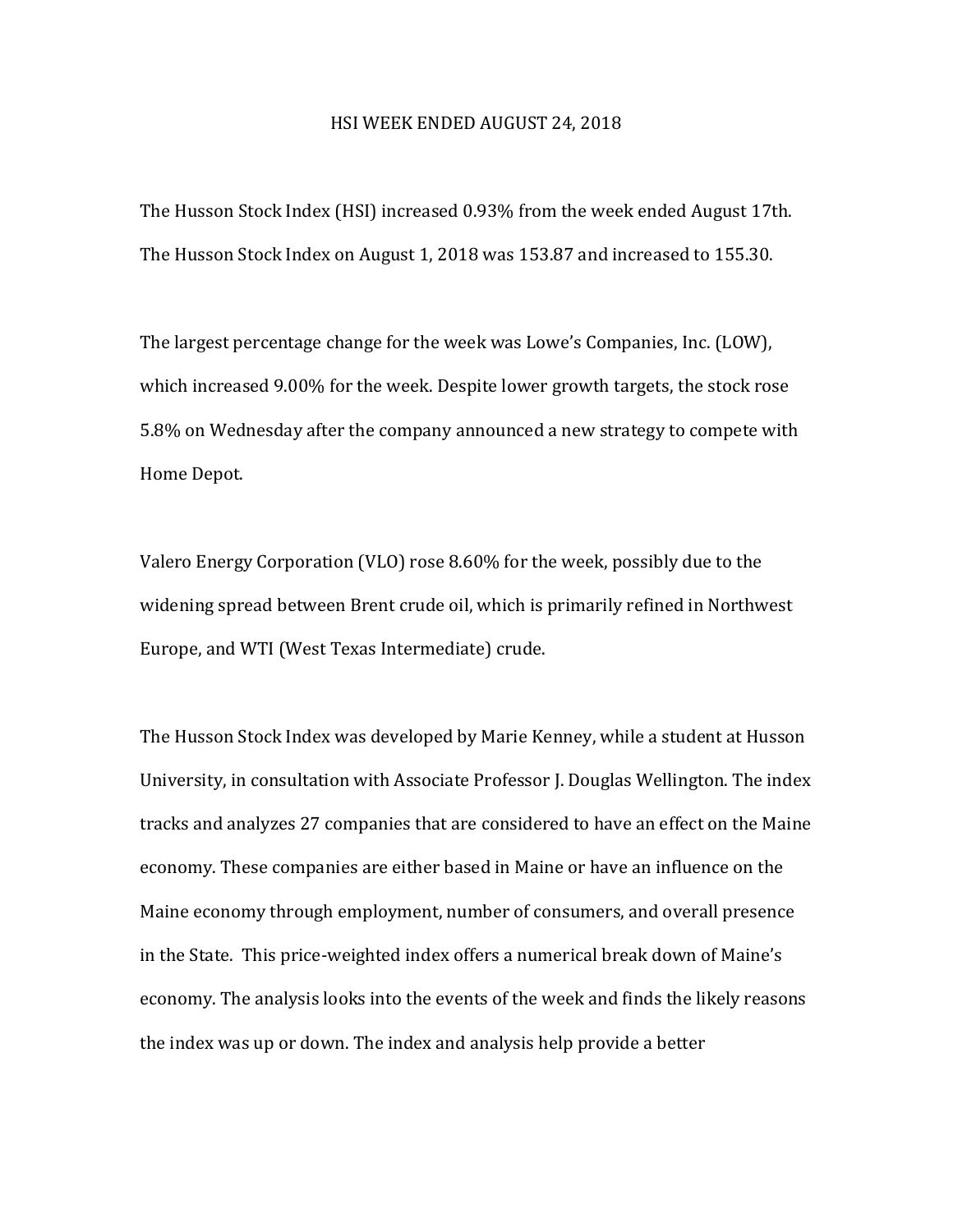# HSI WEEK ENDED AUGUST 24, 2018

The Husson Stock Index (HSI) increased 0.93% from the week ended August 17th. The Husson Stock Index on August 1, 2018 was 153.87 and increased to 155.30.

The largest percentage change for the week was Lowe's Companies, Inc. (LOW), which increased 9.00% for the week. Despite lower growth targets, the stock rose 5.8% on Wednesday after the company announced a new strategy to compete with Home Depot.

Valero Energy Corporation (VLO) rose 8.60% for the week, possibly due to the widening spread between Brent crude oil, which is primarily refined in Northwest Europe, and WTI (West Texas Intermediate) crude.

The Husson Stock Index was developed by Marie Kenney, while a student at Husson University, in consultation with Associate Professor J. Douglas Wellington. The index tracks and analyzes 27 companies that are considered to have an effect on the Maine economy. These companies are either based in Maine or have an influence on the Maine economy through employment, number of consumers, and overall presence in the State. This price-weighted index offers a numerical break down of Maine's economy. The analysis looks into the events of the week and finds the likely reasons the index was up or down. The index and analysis help provide a better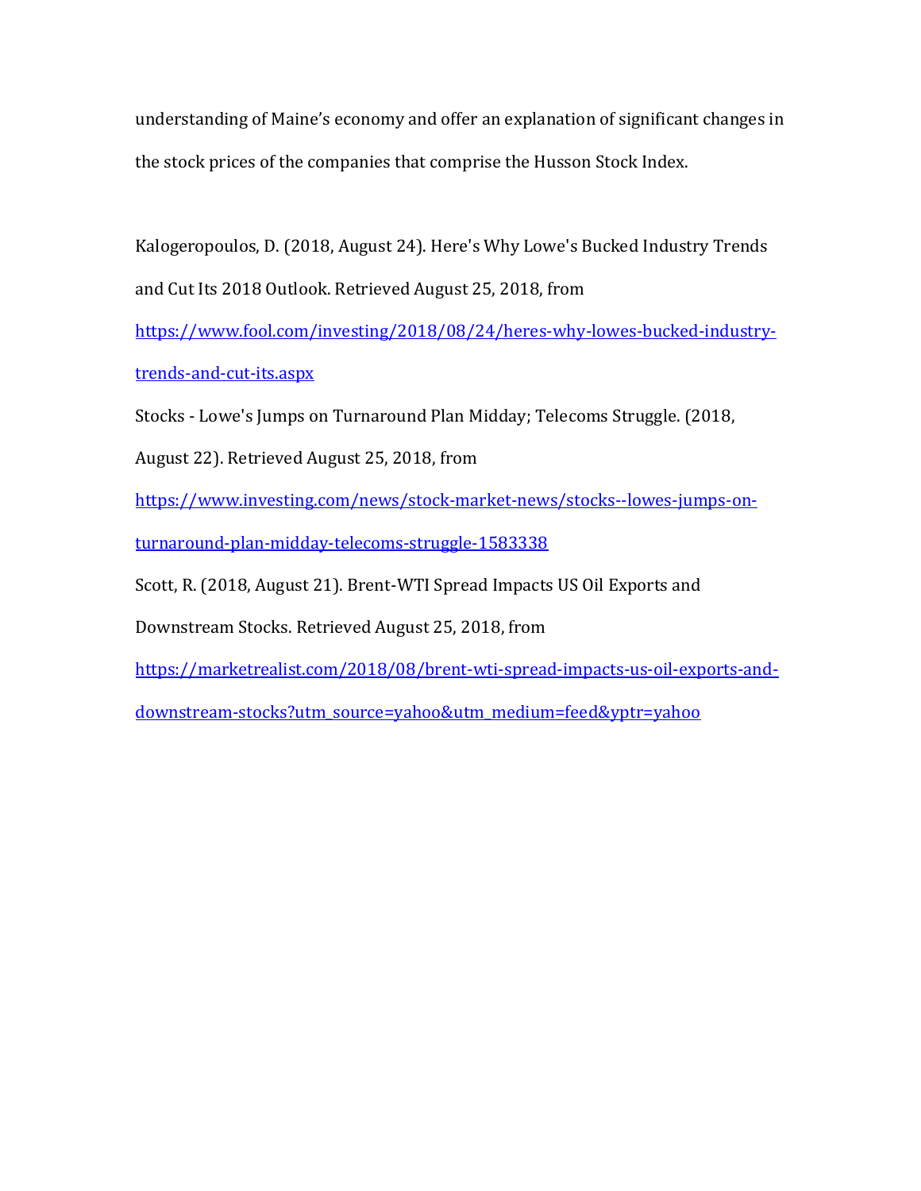understanding of Maine's economy and offer an explanation of significant changes in the stock prices of the companies that comprise the Husson Stock Index.

Kalogeropoulos, D. (2018, August 24). Here's Why Lowe's Bucked Industry Trends and Cut Its 2018 Outlook. Retrieved August 25, 2018, from https://www.fool.com/investing/2018/08/24/heres-why-lowes-bucked-industry-trends-and-cut-its.aspx

Stocks - Lowe's Jumps on Turnaround Plan Midday; Telecoms Struggle. (2018, August 22). Retrieved August 25, 2018, from https://www.investing.com/news/stock-market-news/stocks--lowes-jumps-on-turnaround-plan-midday-telecoms-struggle-1583338

Scott, R. (2018, August 21). Brent-WTI Spread Impacts US Oil Exports and Downstream Stocks. Retrieved August 25, 2018, from https://marketrealist.com/2018/08/brent-wti-spread-impacts-us-oil-exports-and-downstream-stocks?utm_source=yahoo&utm_medium=feed&yptr=yahoo